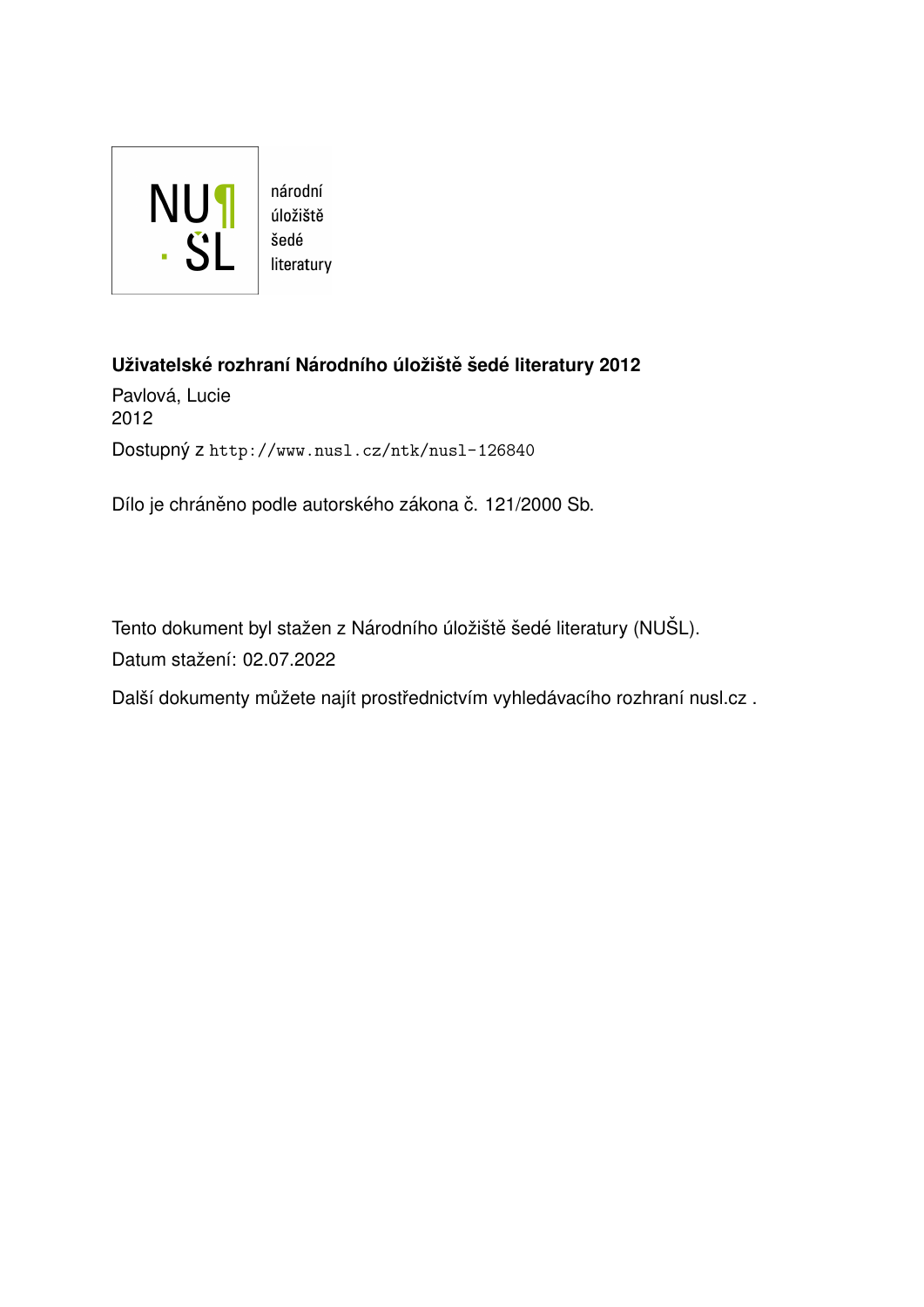NU¶ ŠL národní úložiště šedé literatury

**Uživatelské rozhraní Národního úložiště šedé literatury 2012**

Pavlová, Lucie
2012

Dostupný z http://www.nusl.cz/ntk/nusl-126840

Dílo je chráněno podle autorského zákona č. 121/2000 Sb.

Tento dokument byl stažen z Národního úložiště šedé literatury (NUŠL).

Datum stažení: 02.07.2022

Další dokumenty můžete najít prostřednictvím vyhledávacího rozhraní nusl.cz .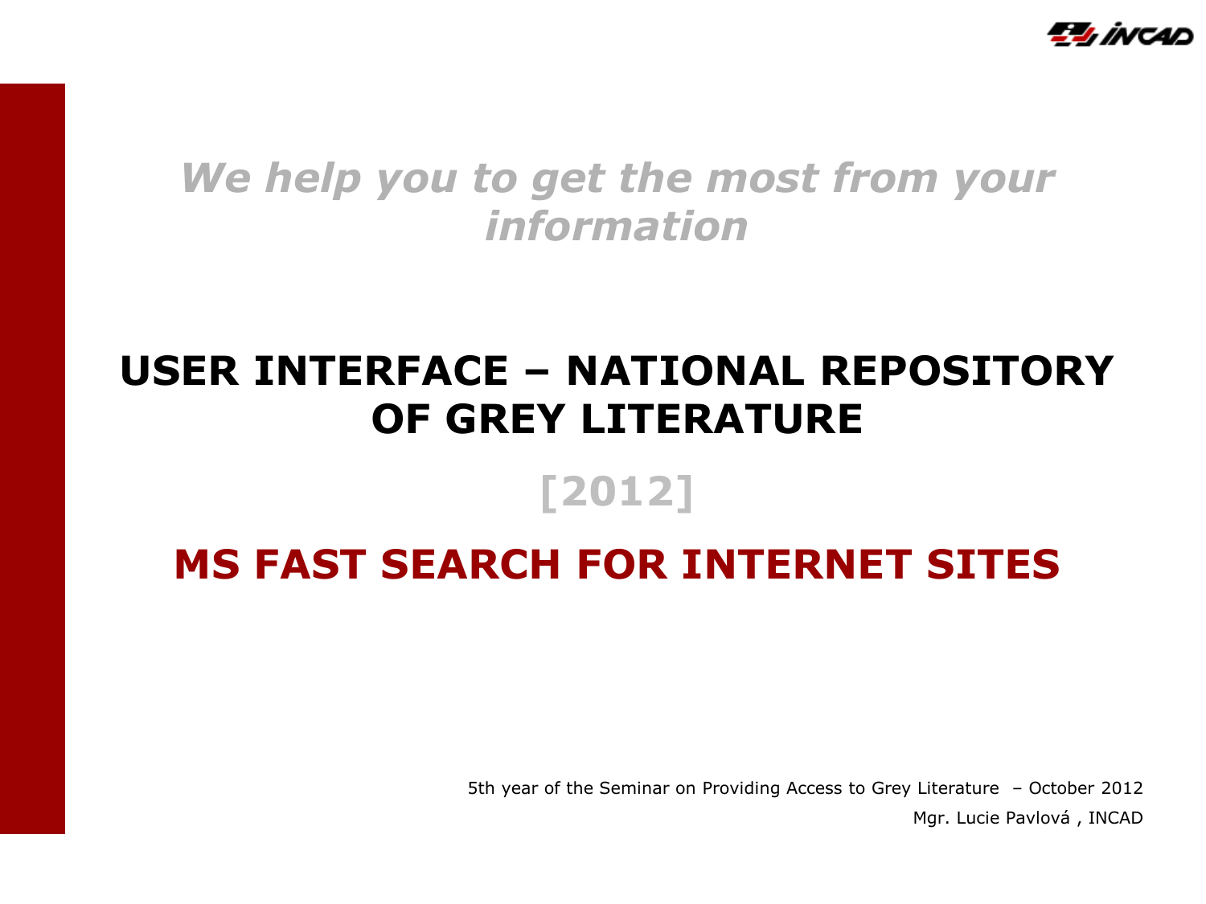*We help you to get the most from your information*

# USER INTERFACE – NATIONAL REPOSITORY OF GREY LITERATURE

## [2012]

## MS FAST SEARCH FOR INTERNET SITES

5th year of the Seminar on Providing Access to Grey Literature – October 2012

Mgr. Lucie Pavlová , INCAD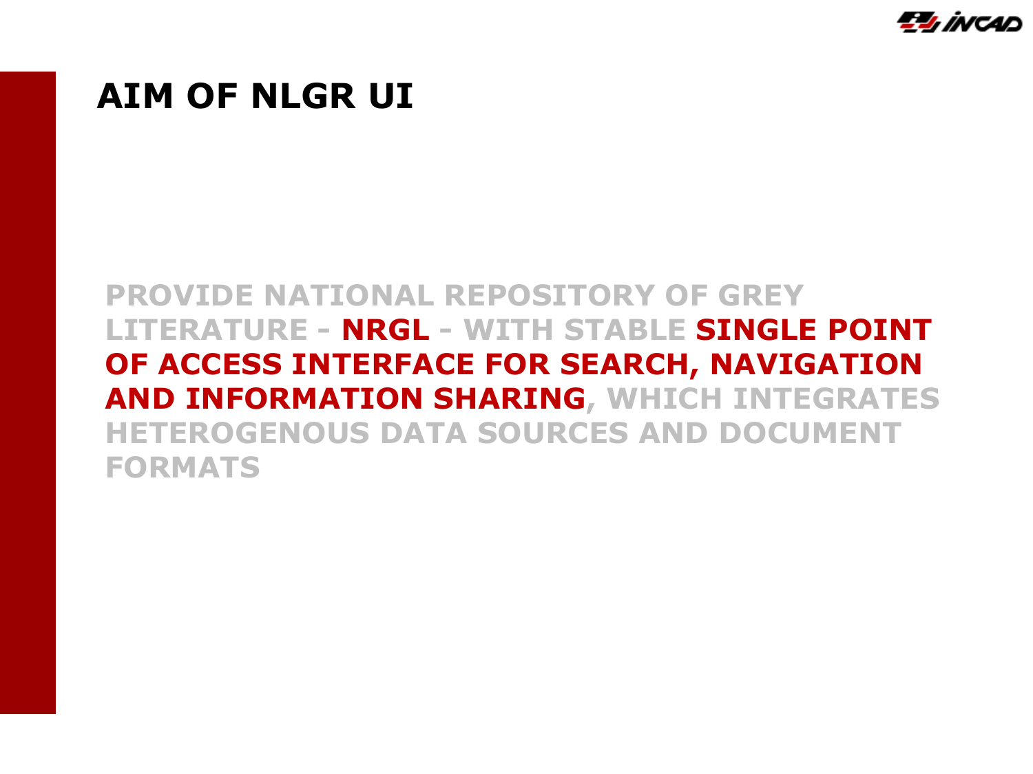# AIM OF NLGR UI

PROVIDE NATIONAL REPOSITORY OF GREY LITERATURE - **NRGL** - WITH STABLE **SINGLE POINT OF ACCESS INTERFACE FOR SEARCH, NAVIGATION AND INFORMATION SHARING**, WHICH INTEGRATES HETEROGENOUS DATA SOURCES AND DOCUMENT FORMATS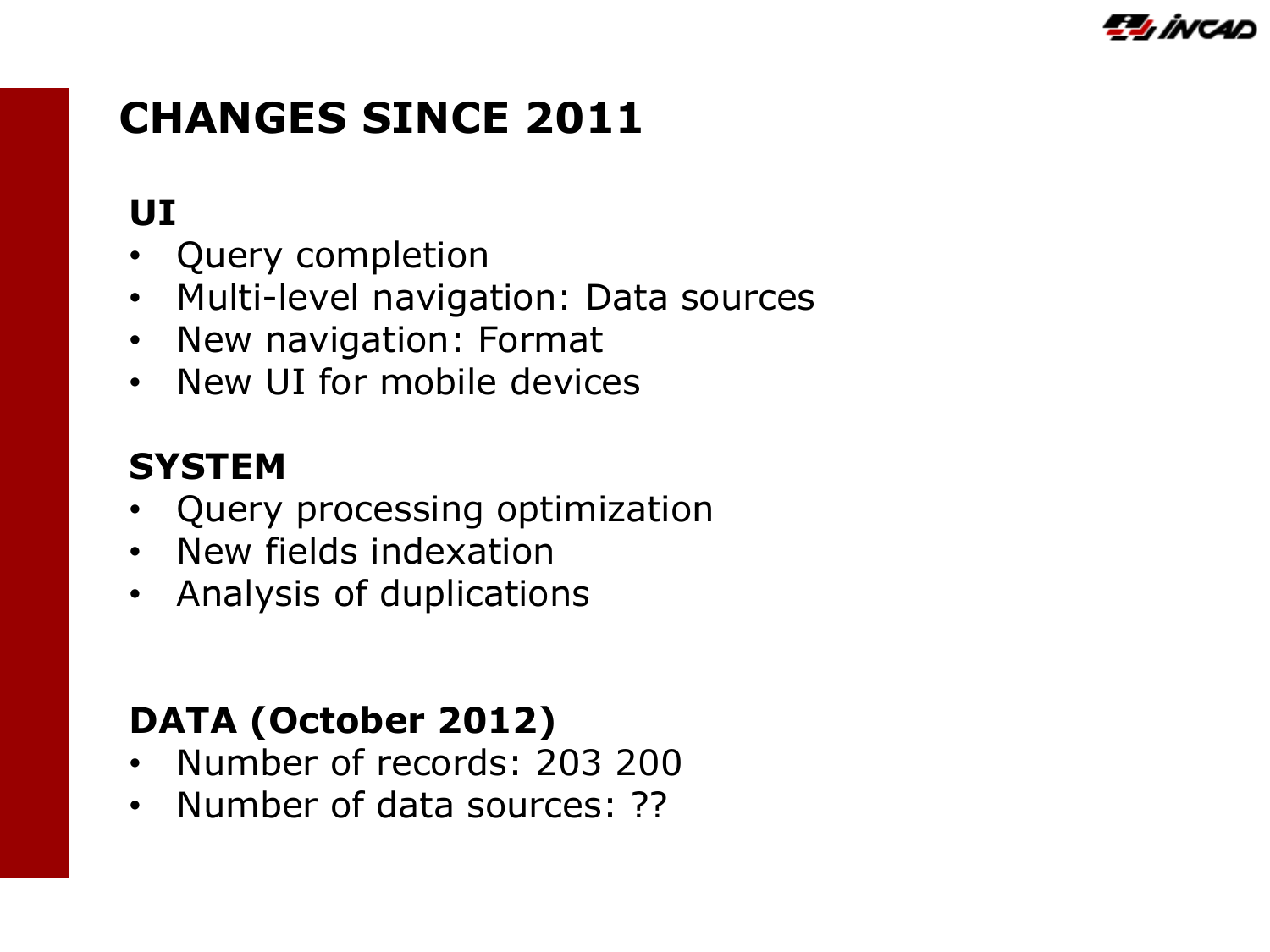# CHANGES SINCE 2011

## UI

- Query completion
- Multi-level navigation: Data sources
- New navigation: Format
- New UI for mobile devices

## SYSTEM

- Query processing optimization
- New fields indexation
- Analysis of duplications

## DATA (October 2012)

- Number of records: 203 200
- Number of data sources: ??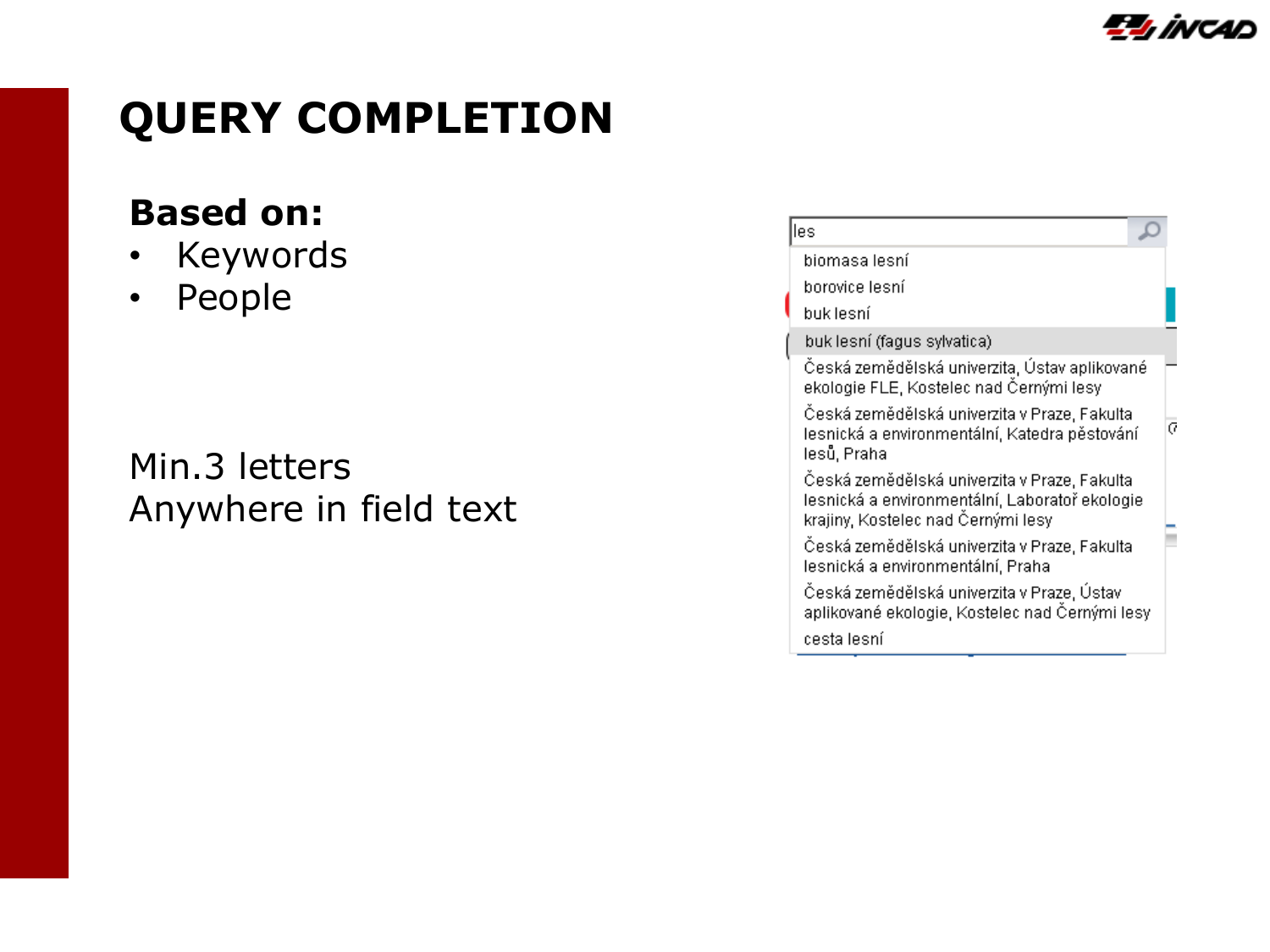# QUERY COMPLETION

**Based on:**

- Keywords
- People

Min.3 letters
Anywhere in field text

les

- biomasa lesní
- borovice lesní
- buk lesní
- buk lesní (fagus sylvatica)
- Česká zemědělská univerzita, Ústav aplikované ekologie FLE, Kostelec nad Černými lesy
- Česká zemědělská univerzita v Praze, Fakulta lesnická a environmentální, Katedra pěstování lesů, Praha
- Česká zemědělská univerzita v Praze, Fakulta lesnická a environmentální, Laboratoř ekologie krajiny, Kostelec nad Černými lesy
- Česká zemědělská univerzita v Praze, Fakulta lesnická a environmentální, Praha
- Česká zemědělská univerzita v Praze, Ústav aplikované ekologie, Kostelec nad Černými lesy
- cesta lesní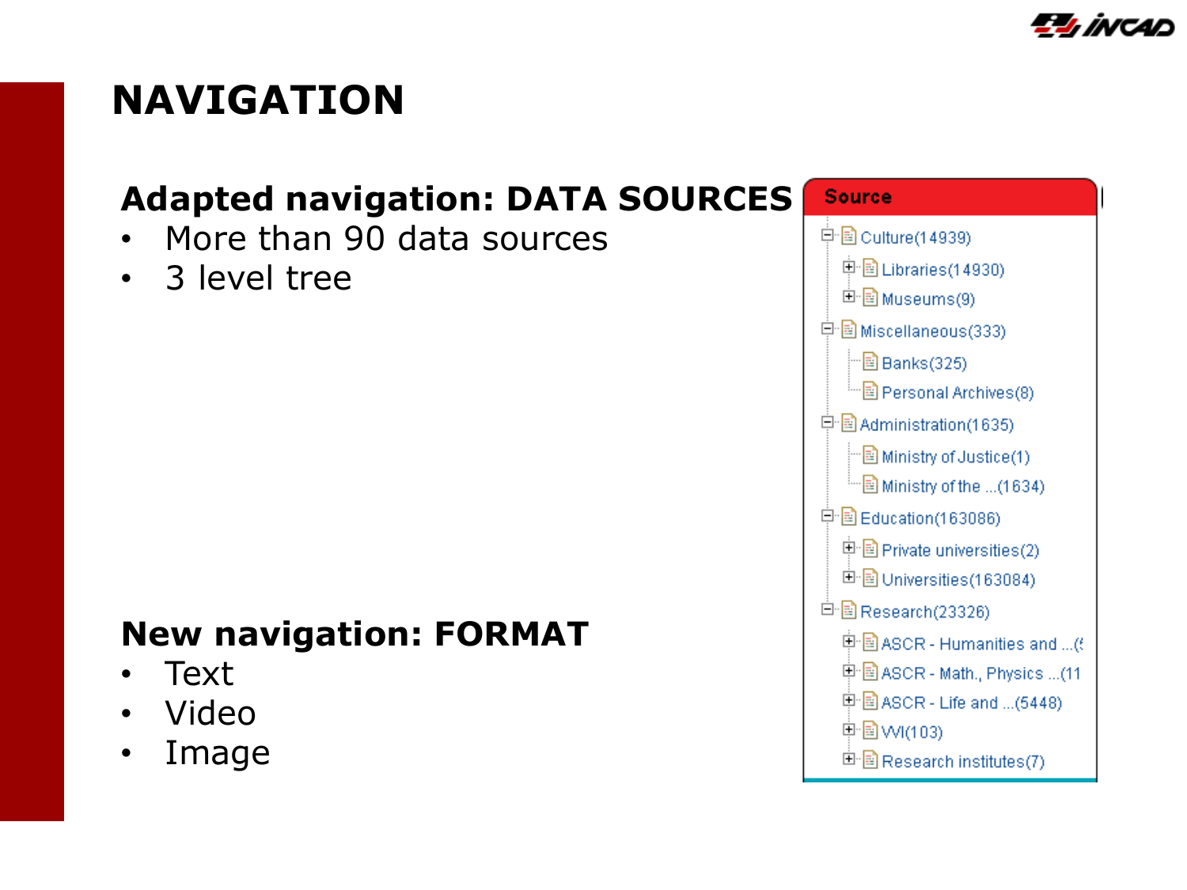# NAVIGATION

## Adapted navigation: DATA SOURCES

- More than 90 data sources
- 3 level tree

**Source**

- Culture(14939)
  - Libraries(14930)
  - Museums(9)
- Miscellaneous(333)
  - Banks(325)
  - Personal Archives(8)
- Administration(1635)
  - Ministry of Justice(1)
  - Ministry of the ...(1634)
- Education(163086)
  - Private universities(2)
  - Universities(163084)
- Research(23326)
  - ASCR - Humanities and ...(
  - ASCR - Math., Physics ...(11
  - ASCR - Life and ...(5448)
  - VVI(103)
  - Research institutes(7)

## New navigation: FORMAT

- Text
- Video
- Image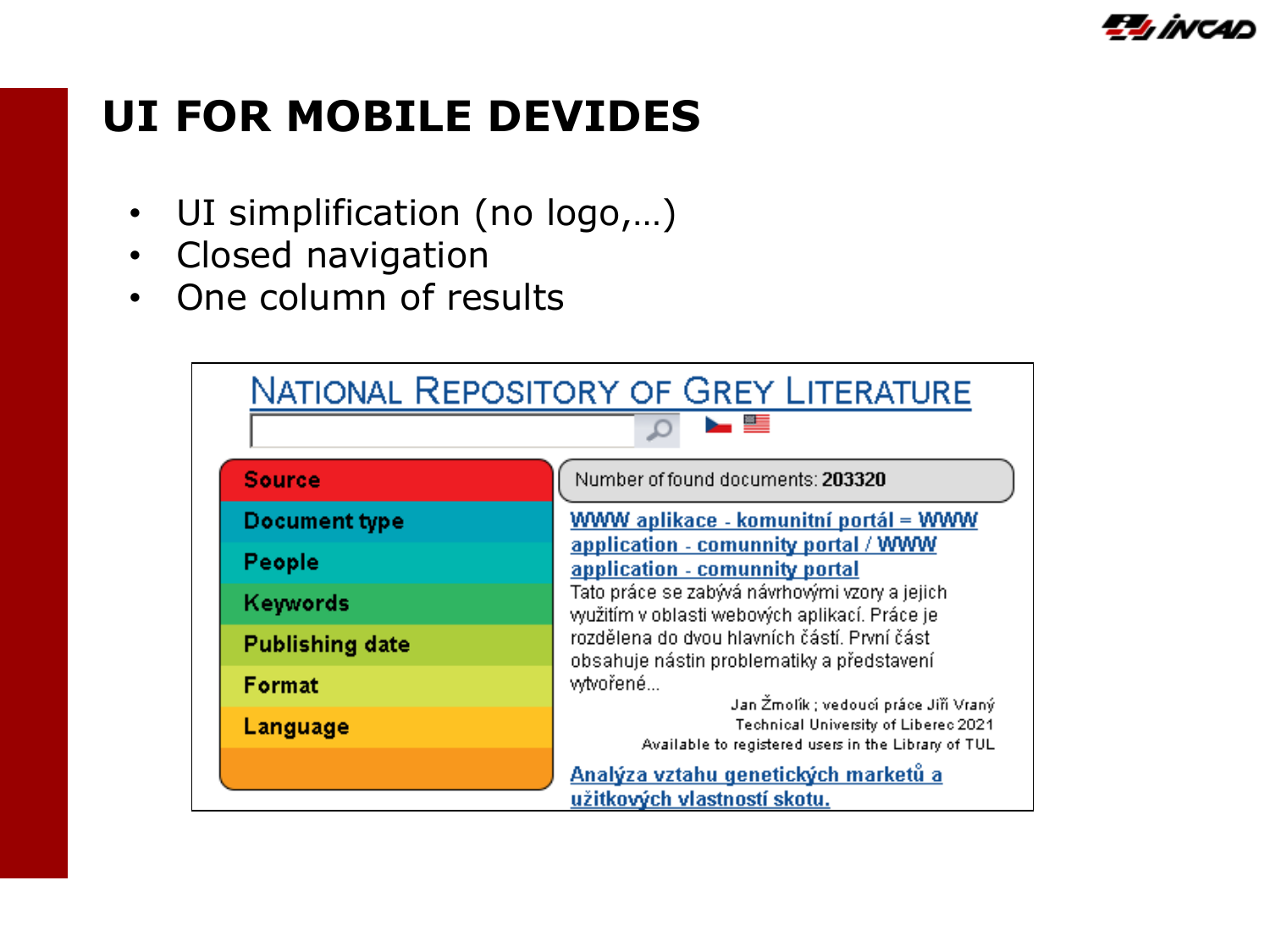# UI FOR MOBILE DEVIDES

- UI simplification (no logo,…)
- Closed navigation
- One column of results

NATIONAL REPOSITORY OF GREY LITERATURE

- Source
- Document type
- People
- Keywords
- Publishing date
- Format
- Language

Number of found documents: **203320**

WWW aplikace - komunitní portál = WWW application - comunnity portal / WWW application - comunnity portal

Tato práce se zabývá návrhovými vzory a jejich využitím v oblasti webových aplikací. Práce je rozdělena do dvou hlavních částí. První část obsahuje nástin problematiky a představení vytvořené...

Jan Žmolík ; vedoucí práce Jiří Vraný
Technical University of Liberec 2021
Available to registered users in the Library of TUL

Analýza vztahu genetických marketů a užitkových vlastností skotu.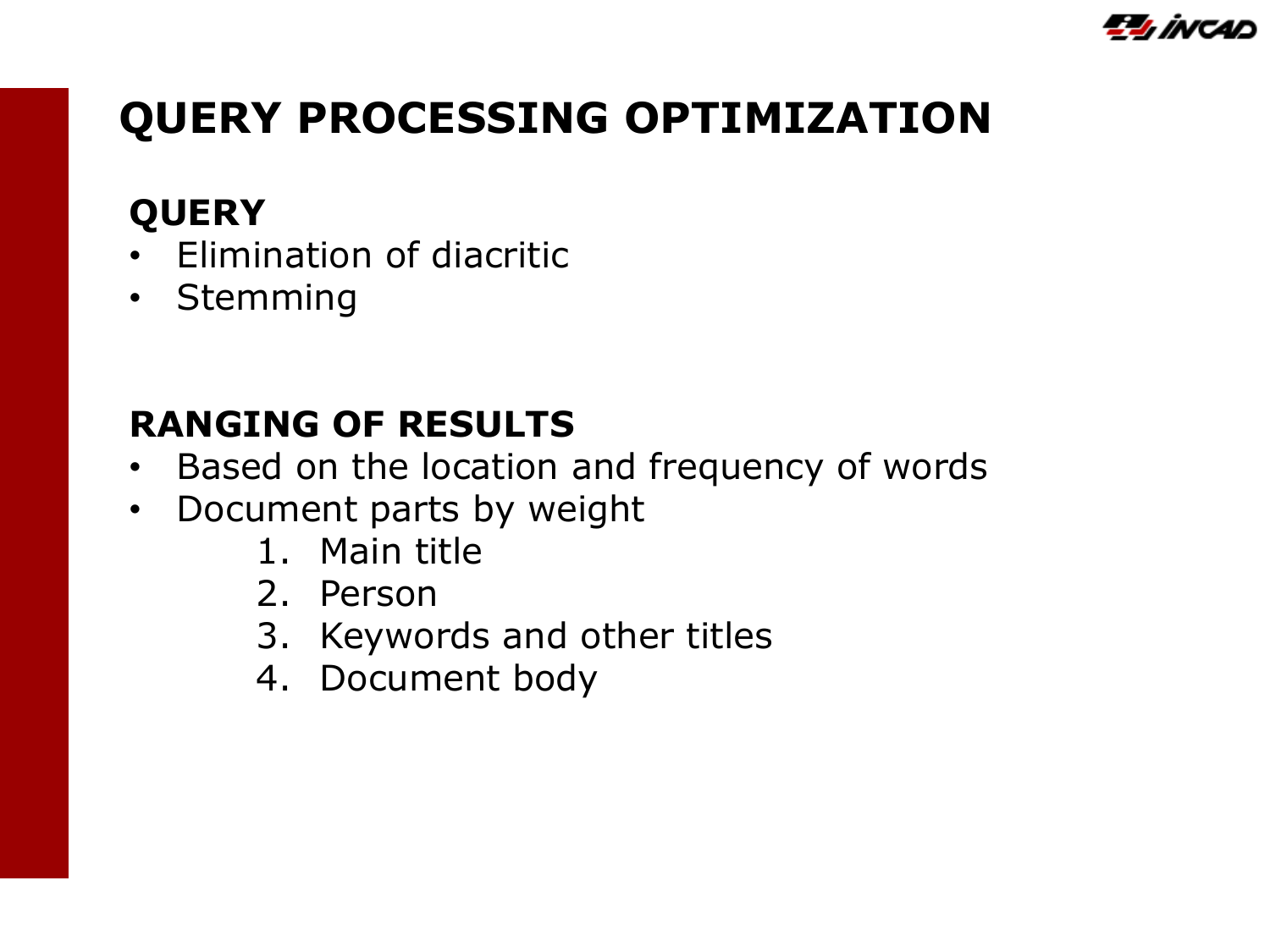# QUERY PROCESSING OPTIMIZATION

## QUERY

- Elimination of diacritic
- Stemming

## RANGING OF RESULTS

- Based on the location and frequency of words
- Document parts by weight
    1. Main title
    2. Person
    3. Keywords and other titles
    4. Document body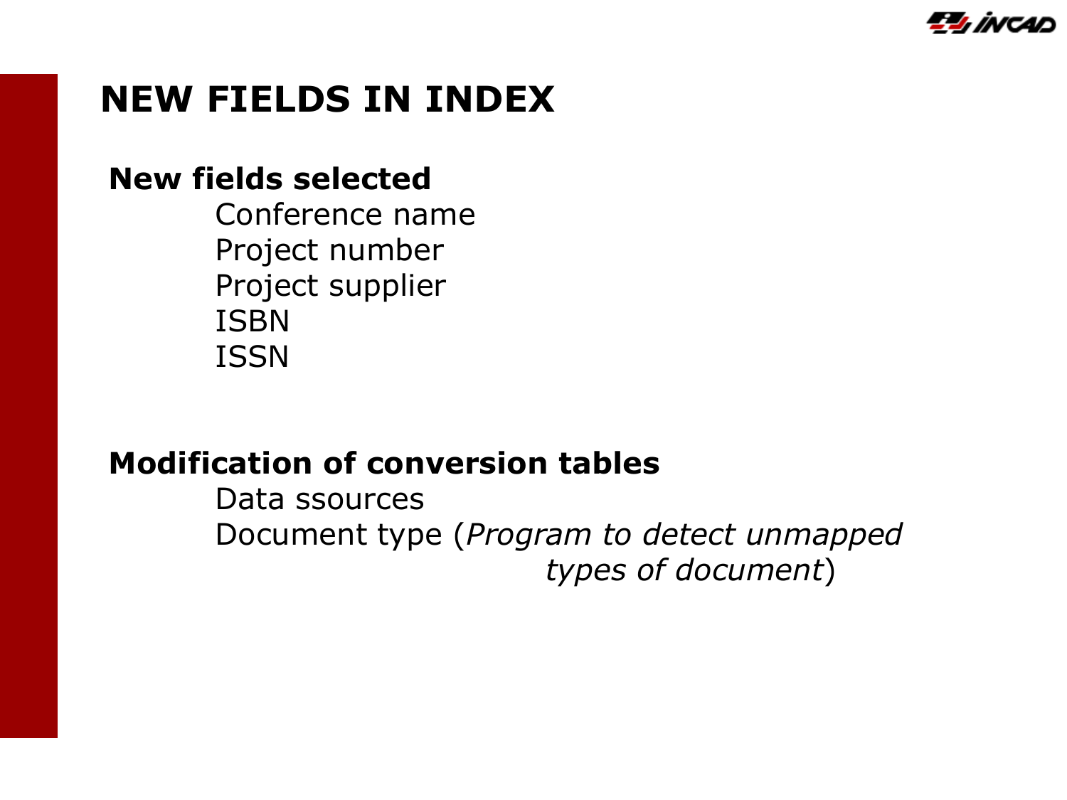# NEW FIELDS IN INDEX

**New fields selected**

- Conference name
- Project number
- Project supplier
- ISBN
- ISSN

**Modification of conversion tables**

- Data ssources
- Document type (*Program to detect unmapped types of document*)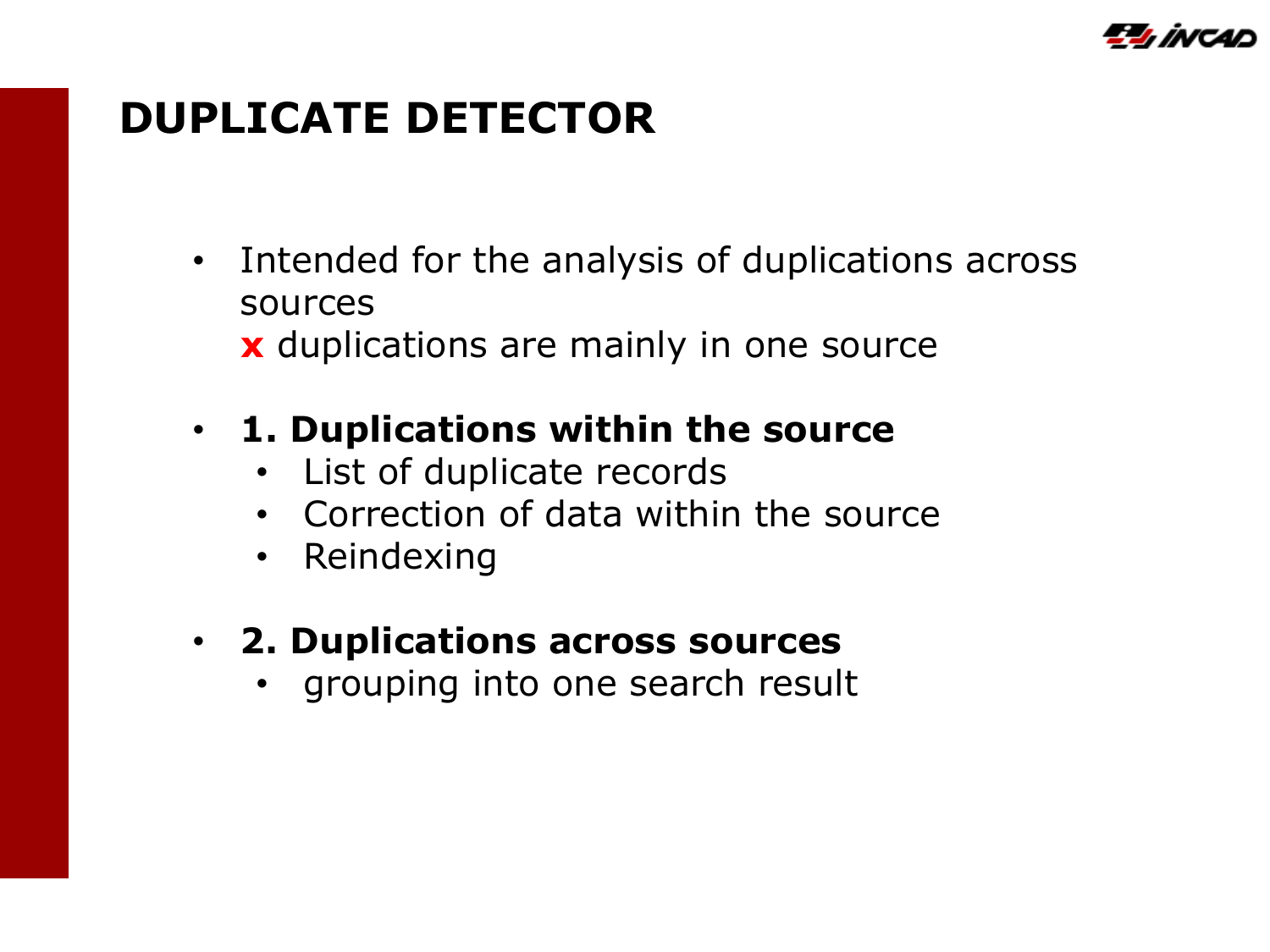# DUPLICATE DETECTOR

- Intended for the analysis of duplications across sources
  **x** duplications are mainly in one source

- **1. Duplications within the source**
  - List of duplicate records
  - Correction of data within the source
  - Reindexing

- **2. Duplications across sources**
  - grouping into one search result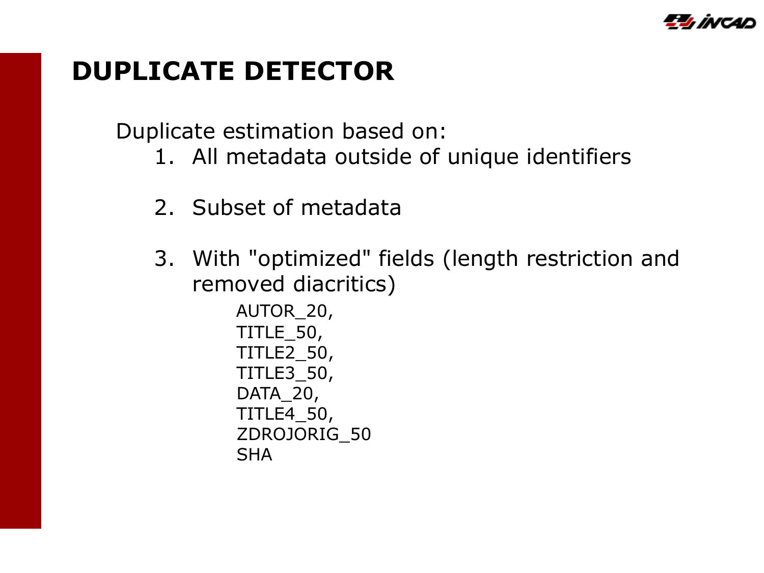# DUPLICATE DETECTOR

Duplicate estimation based on:

1. All metadata outside of unique identifiers
2. Subset of metadata
3. With "optimized" fields (length restriction and removed diacritics)

   AUTOR_20,
   TITLE_50,
   TITLE2_50,
   TITLE3_50,
   DATA_20,
   TITLE4_50,
   ZDROJORIG_50
   SHA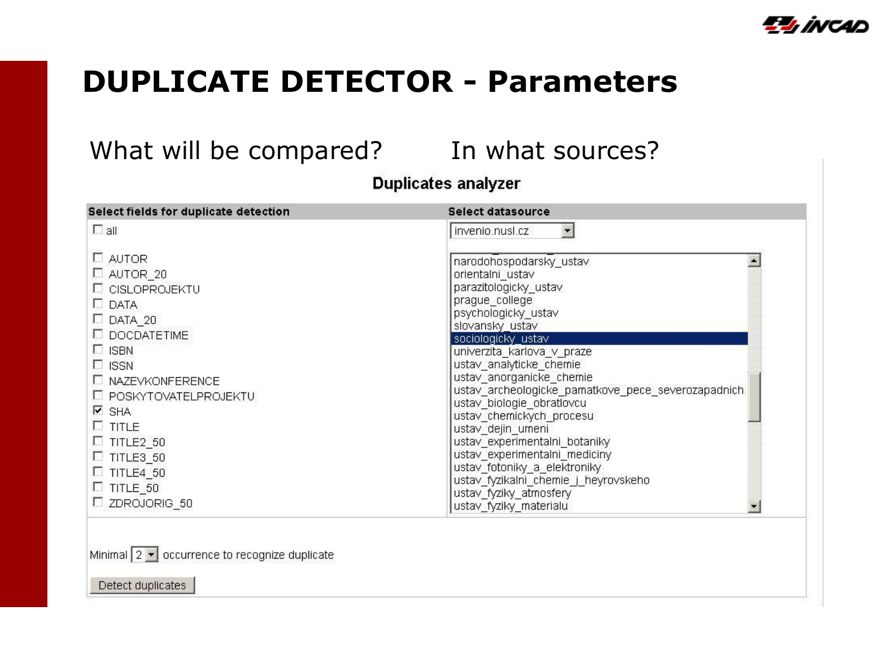# DUPLICATE DETECTOR - Parameters

What will be compared? In what sources?

**Duplicates analyzer**

| Select fields for duplicate detection | Select datasource |
| --- | --- |
| ☐ all | invenio.nusl.cz |
| ☐ AUTOR | narodohospodarsky_ustav |
| ☐ AUTOR_20 | orientalni_ustav |
| ☐ CISLOPROJEKTU | parazitologicky_ustav |
| ☐ DATA | prague_college |
| ☐ DATA_20 | psychologicky_ustav |
| ☐ DOCDATETIME | slovansky_ustav |
| ☐ ISBN | sociologicky_ustav |
| ☐ ISSN | univerzita_karlova_v_praze |
| ☐ NAZEVKONFERENCE | ustav_analyticke_chemie |
| ☐ POSKYTOVATELPROJEKTU | ustav_anorganicke_chemie |
| ☑ SHA | ustav_archeologicke_pamatkove_pece_severozapadnich |
| ☐ TITLE | ustav_biologie_obratlovcu |
| ☐ TITLE2_50 | ustav_chemickych_procesu |
| ☐ TITLE3_50 | ustav_dejin_umeni |
| ☐ TITLE4_50 | ustav_experimentalni_botaniky |
| ☐ TITLE_50 | ustav_experimentalni_mediciny |
| ☐ ZDROJORIG_50 | ustav_fotoniky_a_elektroniky |
| | ustav_fyzikalni_chemie_j_heyrovskeho |
| | ustav_fyziky_atmosfery |
| | ustav_fyziky_materialu |

Minimal 2 occurrence to recognize duplicate

Detect duplicates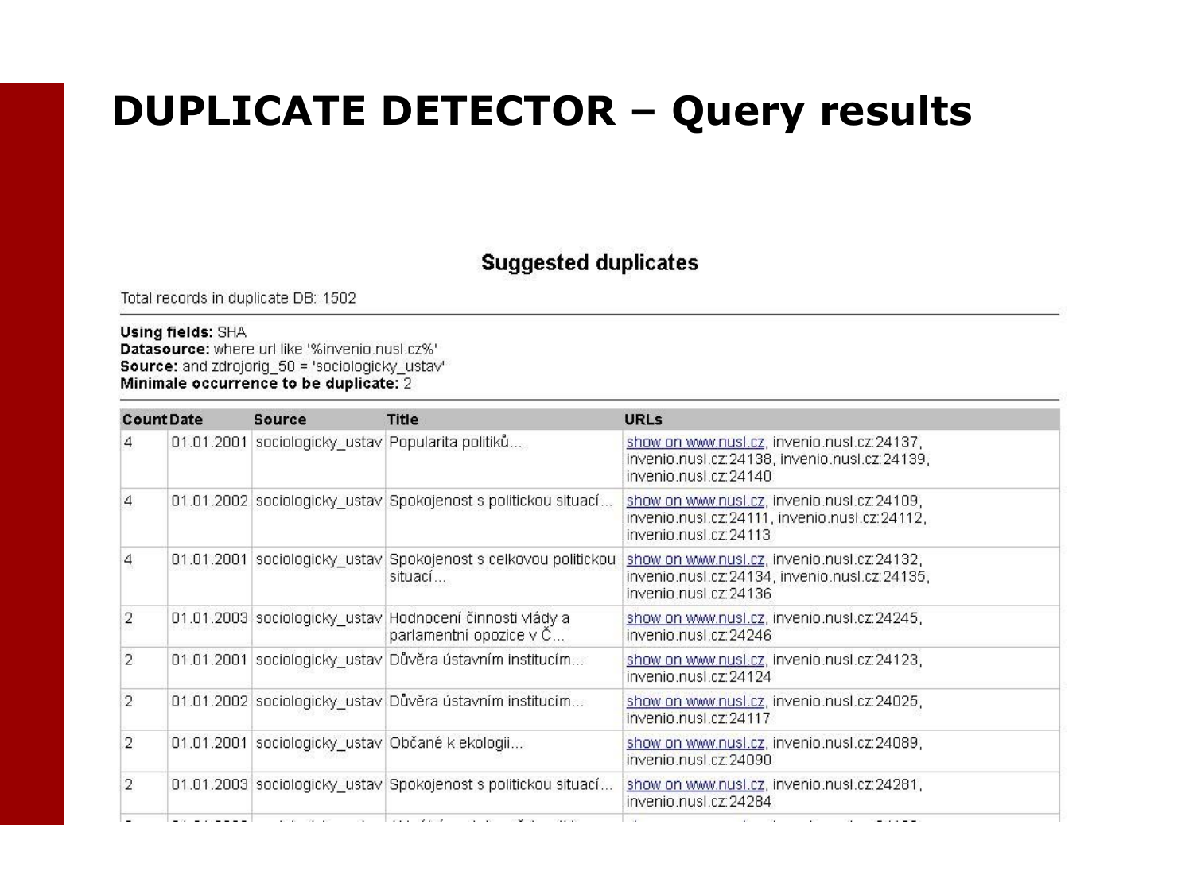# DUPLICATE DETECTOR – Query results

## Suggested duplicates

Total records in duplicate DB: 1502

**Using fields:** SHA
**Datasource:** where url like '%invenio.nusl.cz%'
**Source:** and zdrojorig_50 = 'sociologicky_ustav'
**Minimale occurrence to be duplicate:** 2

| Count | Date | Source | Title | URLs |
|---|---|---|---|---|
| 4 | 01.01.2001 | sociologicky_ustav | Popularita politiků... | show on www.nusl.cz, invenio.nusl.cz:24137, invenio.nusl.cz:24138, invenio.nusl.cz:24139, invenio.nusl.cz:24140 |
| 4 | 01.01.2002 | sociologicky_ustav | Spokojenost s politickou situací... | show on www.nusl.cz, invenio.nusl.cz:24109, invenio.nusl.cz:24111, invenio.nusl.cz:24112, invenio.nusl.cz:24113 |
| 4 | 01.01.2001 | sociologicky_ustav | Spokojenost s celkovou politickou situací... | show on www.nusl.cz, invenio.nusl.cz:24132, invenio.nusl.cz:24134, invenio.nusl.cz:24135, invenio.nusl.cz:24136 |
| 2 | 01.01.2003 | sociologicky_ustav | Hodnocení činnosti vlády a parlamentní opozice v Č... | show on www.nusl.cz, invenio.nusl.cz:24245, invenio.nusl.cz:24246 |
| 2 | 01.01.2001 | sociologicky_ustav | Důvěra ústavním institucím... | show on www.nusl.cz, invenio.nusl.cz:24123, invenio.nusl.cz:24124 |
| 2 | 01.01.2002 | sociologicky_ustav | Důvěra ústavním institucím... | show on www.nusl.cz, invenio.nusl.cz:24025, invenio.nusl.cz:24117 |
| 2 | 01.01.2001 | sociologicky_ustav | Občané k ekologii... | show on www.nusl.cz, invenio.nusl.cz:24089, invenio.nusl.cz:24090 |
| 2 | 01.01.2003 | sociologicky_ustav | Spokojenost s politickou situací... | show on www.nusl.cz, invenio.nusl.cz:24281, invenio.nusl.cz:24284 |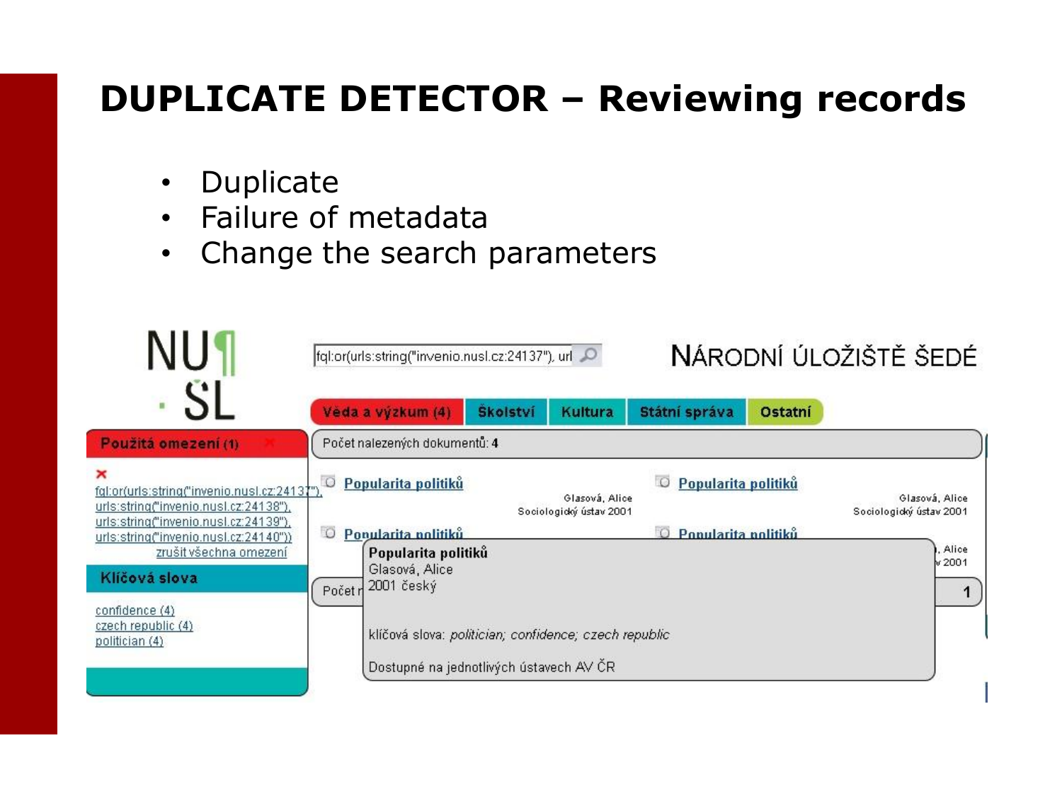# DUPLICATE DETECTOR – Reviewing records

- Duplicate
- Failure of metadata
- Change the search parameters

NU SL

fql:or(urls:string("invenio.nusl.cz:24137"), url

NÁRODNÍ ÚLOŽIŠTĚ ŠEDÉ

Věda a výzkum (4) | Školství | Kultura | Státní správa | Ostatní

Použitá omezení (1)

fql:or(urls:string("invenio.nusl.cz:24137"), urls:string("invenio.nusl.cz:24138"), urls:string("invenio.nusl.cz:24139"), urls:string("invenio.nusl.cz:24140"))

zrušit všechna omezení

Klíčová slova

confidence (4)
czech republic (4)
politician (4)

Počet nalezených dokumentů: 4

Popularita politiků
Glasová, Alice
Sociologický ústav 2001

Popularita politiků
Glasová, Alice
Sociologický ústav 2001

Popularita politiků

Popularita politiků

**Popularita politiků**
Glasová, Alice
2001 český

klíčová slova: *politician; confidence; czech republic*

Dostupné na jednotlivých ústavech AV ČR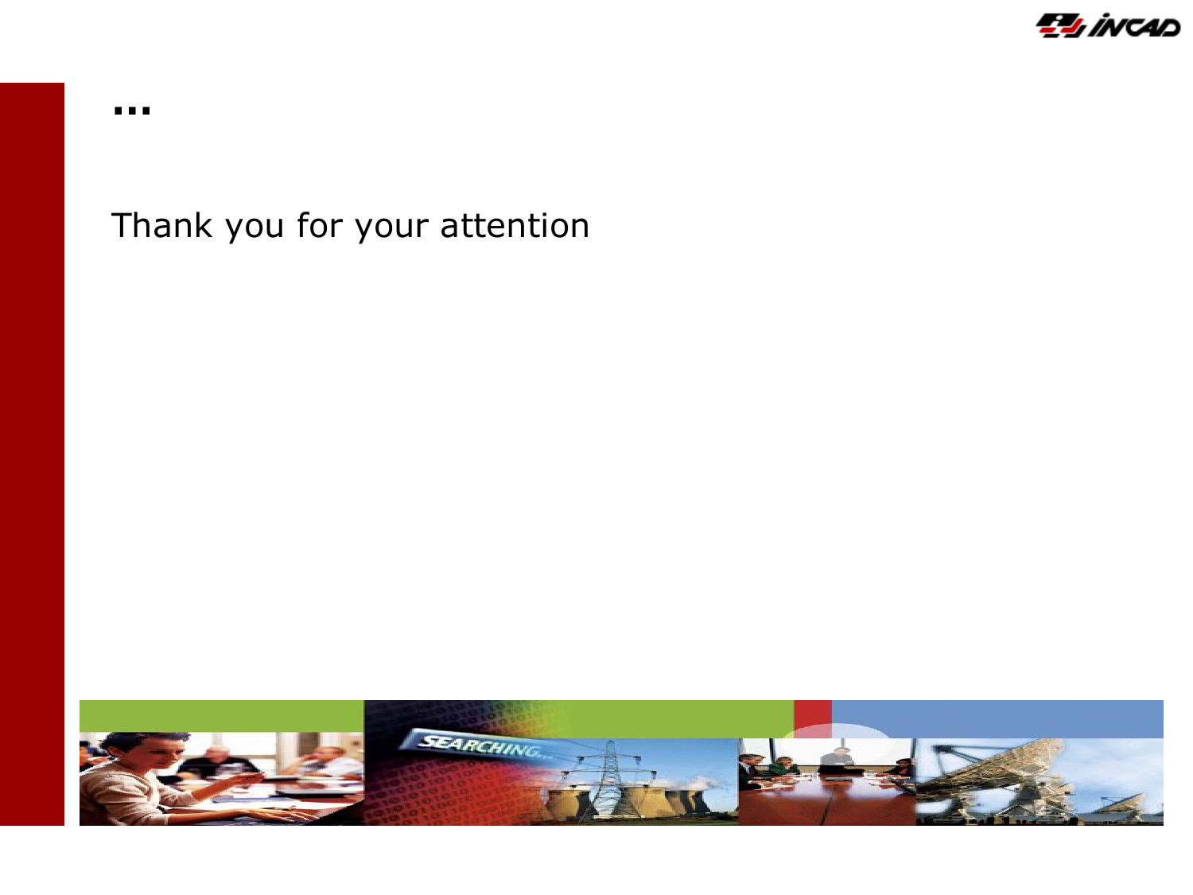# ...

Thank you for your attention